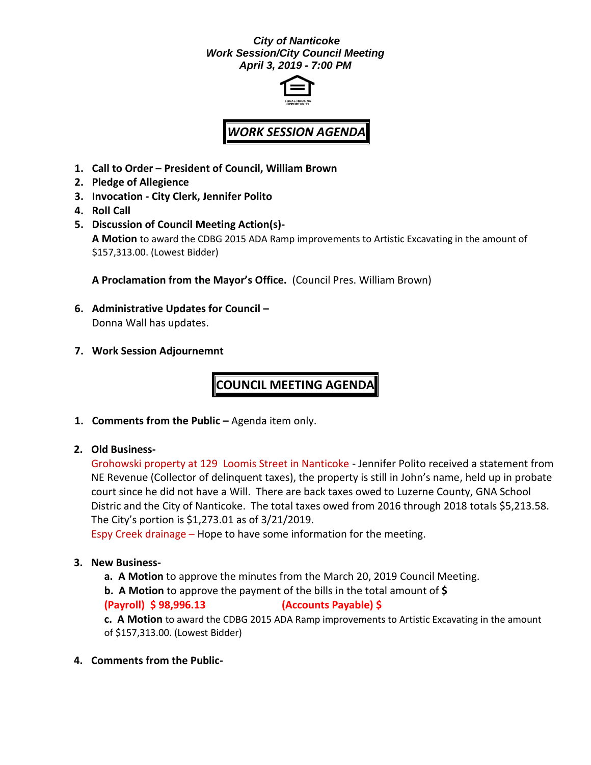***City of Nanticoke***
***Work Session/City Council Meeting***
***April 3, 2019 - 7:00 PM***

## *WORK SESSION AGENDA*

1. **Call to Order – President of Council, William Brown**
2. **Pledge of Allegience**
3. **Invocation - City Clerk, Jennifer Polito**
4. **Roll Call**
5. **Discussion of Council Meeting Action(s)-**

   **A Motion** to award the CDBG 2015 ADA Ramp improvements to Artistic Excavating in the amount of $157,313.00. (Lowest Bidder)

   **A Proclamation from the Mayor's Office.** (Council Pres. William Brown)

6. **Administrative Updates for Council –**

   Donna Wall has updates.

7. **Work Session Adjournemnt**

## COUNCIL MEETING AGENDA

1. **Comments from the Public –** Agenda item only.

2. **Old Business-**

   Grohowski property at 129 Loomis Street in Nanticoke - Jennifer Polito received a statement from NE Revenue (Collector of delinquent taxes), the property is still in John's name, held up in probate court since he did not have a Will. There are back taxes owed to Luzerne County, GNA School Distric and the City of Nanticoke. The total taxes owed from 2016 through 2018 totals $5,213.58. The City's portion is $1,273.01 as of 3/21/2019.

   Espy Creek drainage – Hope to have some information for the meeting.

3. **New Business-**

   **a. A Motion** to approve the minutes from the March 20, 2019 Council Meeting.

   **b. A Motion** to approve the payment of the bills in the total amount of **$**

   **(Payroll) $ 98,996.13** **(Accounts Payable) $**

   **c. A Motion** to award the CDBG 2015 ADA Ramp improvements to Artistic Excavating in the amount of $157,313.00. (Lowest Bidder)

4. **Comments from the Public-**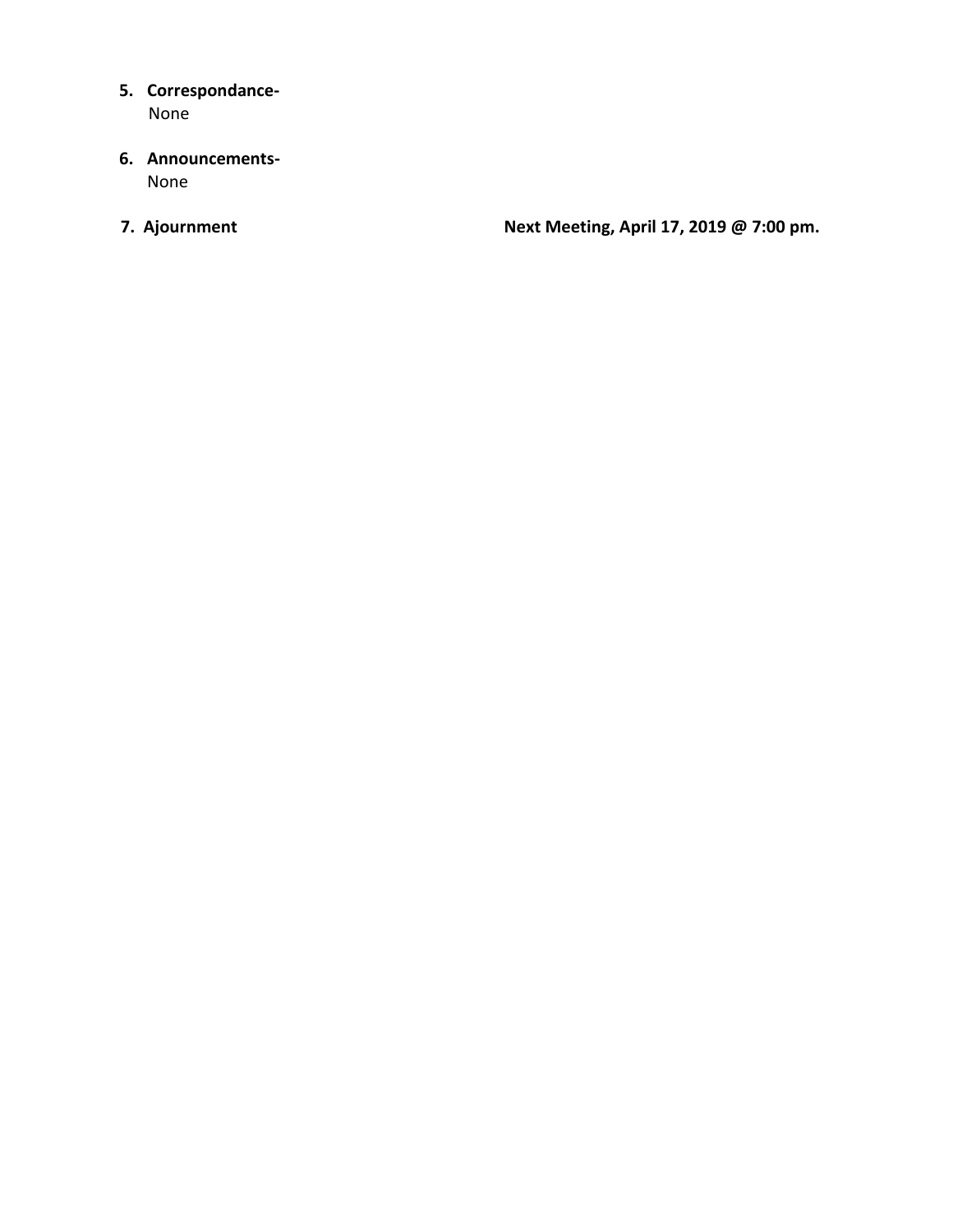5. **Correspondance-**
   None

6. **Announcements-**
   None

7. **Ajournment** **Next Meeting, April 17, 2019 @ 7:00 pm.**